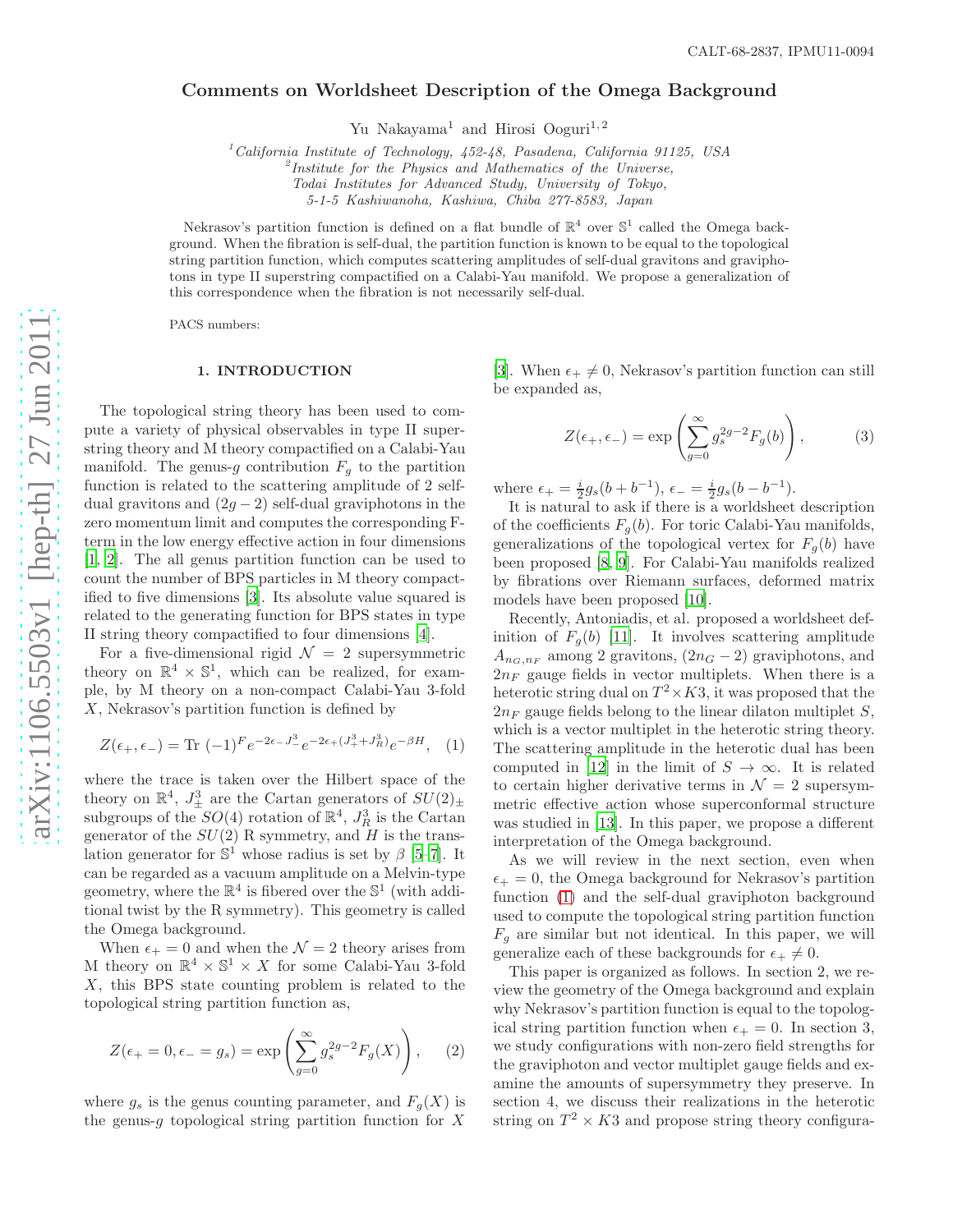CALT-68-2837, IPMU11-0094

# Comments on Worldsheet Description of the Omega Background

Yu Nakayama[1] and Hirosi Ooguri[1,2]

[1] *California Institute of Technology, 452-48, Pasadena, California 91125, USA*
[2] *Institute for the Physics and Mathematics of the Universe, Todai Institutes for Advanced Study, University of Tokyo, 5-1-5 Kashiwanoha, Kashiwa, Chiba 277-8583, Japan*

Nekrasov's partition function is defined on a flat bundle of $\mathbb{R}^4$ over $\mathbb{S}^1$ called the Omega background. When the fibration is self-dual, the partition function is known to be equal to the topological string partition function, which computes scattering amplitudes of self-dual gravitons and graviphotons in type II superstring compactified on a Calabi-Yau manifold. We propose a generalization of this correspondence when the fibration is not necessarily self-dual.

PACS numbers:

## 1. INTRODUCTION

The topological string theory has been used to compute a variety of physical observables in type II superstring theory and M theory compactified on a Calabi-Yau manifold. The genus-$g$ contribution $F_g$ to the partition function is related to the scattering amplitude of 2 self-dual gravitons and $(2g-2)$ self-dual graviphotons in the zero momentum limit and computes the corresponding F-term in the low energy effective action in four dimensions [1, 2]. The all genus partition function can be used to count the number of BPS particles in M theory compactified to five dimensions [3]. Its absolute value squared is related to the generating function for BPS states in type II string theory compactified to four dimensions [4].

For a five-dimensional rigid $\mathcal{N}=2$ supersymmetric theory on $\mathbb{R}^4\times\mathbb{S}^1$, which can be realized, for example, by M theory on a non-compact Calabi-Yau 3-fold $X$, Nekrasov's partition function is defined by

$$Z(\epsilon_+,\epsilon_-) = \mathrm{Tr}\,(-1)^F e^{-2\epsilon_- J_-^3} e^{-2\epsilon_+(J_+^3+J_R^3)} e^{-\beta H}, \quad (1)$$

where the trace is taken over the Hilbert space of the theory on $\mathbb{R}^4$, $J_\pm^3$ are the Cartan generators of $SU(2)_\pm$ subgroups of the $SO(4)$ rotation of $\mathbb{R}^4$, $J_R^3$ is the Cartan generator of the $SU(2)$ R symmetry, and $H$ is the translation generator for $\mathbb{S}^1$ whose radius is set by $\beta$ [5–7]. It can be regarded as a vacuum amplitude on a Melvin-type geometry, where the $\mathbb{R}^4$ is fibered over the $\mathbb{S}^1$ (with additional twist by the R symmetry). This geometry is called the Omega background.

When $\epsilon_+=0$ and when the $\mathcal{N}=2$ theory arises from M theory on $\mathbb{R}^4\times\mathbb{S}^1\times X$ for some Calabi-Yau 3-fold $X$, this BPS state counting problem is related to the topological string partition function as,

$$Z(\epsilon_+=0,\epsilon_-=g_s) = \exp\left(\sum_{g=0}^{\infty} g_s^{2g-2}F_g(X)\right), \quad (2)$$

where $g_s$ is the genus counting parameter, and $F_g(X)$ is the genus-$g$ topological string partition function for $X$ [3]. When $\epsilon_+\neq 0$, Nekrasov's partition function can still be expanded as,

$$Z(\epsilon_+,\epsilon_-) = \exp\left(\sum_{g=0}^{\infty} g_s^{2g-2}F_g(b)\right), \quad (3)$$

where $\epsilon_+ = \frac{i}{2}g_s(b+b^{-1})$, $\epsilon_- = \frac{i}{2}g_s(b-b^{-1})$.

It is natural to ask if there is a worldsheet description of the coefficients $F_g(b)$. For toric Calabi-Yau manifolds, generalizations of the topological vertex for $F_g(b)$ have been proposed [8, 9]. For Calabi-Yau manifolds realized by fibrations over Riemann surfaces, deformed matrix models have been proposed [10].

Recently, Antoniadis, et al. proposed a worldsheet definition of $F_g(b)$ [11]. It involves scattering amplitude $A_{n_G,n_F}$ among 2 gravitons, $(2n_G-2)$ graviphotons, and $2n_F$ gauge fields in vector multiplets. When there is a heterotic string dual on $T^2\times K3$, it was proposed that the $2n_F$ gauge fields belong to the linear dilaton multiplet $S$, which is a vector multiplet in the heterotic string theory. The scattering amplitude in the heterotic dual has been computed in [12] in the limit of $S\to\infty$. It is related to certain higher derivative terms in $\mathcal{N}=2$ supersymmetric effective action whose superconformal structure was studied in [13]. In this paper, we propose a different interpretation of the Omega background.

As we will review in the next section, even when $\epsilon_+=0$, the Omega background for Nekrasov's partition function (1) and the self-dual graviphoton background used to compute the topological string partition function $F_g$ are similar but not identical. In this paper, we will generalize each of these backgrounds for $\epsilon_+\neq 0$.

This paper is organized as follows. In section 2, we review the geometry of the Omega background and explain why Nekrasov's partition function is equal to the topological string partition function when $\epsilon_+=0$. In section 3, we study configurations with non-zero field strengths for the graviphoton and vector multiplet gauge fields and examine the amounts of supersymmetry they preserve. In section 4, we discuss their realizations in the heterotic string on $T^2\times K3$ and propose string theory configura-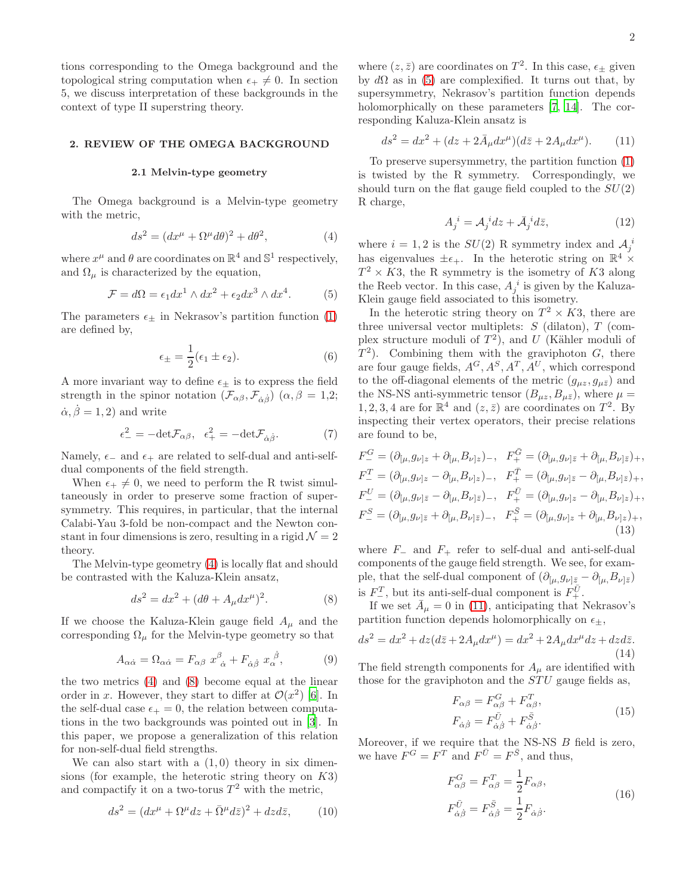tions corresponding to the Omega background and the topological string computation when $\epsilon_+ \neq 0$. In section 5, we discuss interpretation of these backgrounds in the context of type II superstring theory.

## 2. REVIEW OF THE OMEGA BACKGROUND

### 2.1 Melvin-type geometry

The Omega background is a Melvin-type geometry with the metric,

$$ds^2 = (dx^\mu + \Omega^\mu d\theta)^2 + d\theta^2, \tag{4}$$

where $x^\mu$ and $\theta$ are coordinates on $\mathbb{R}^4$ and $\mathbb{S}^1$ respectively, and $\Omega_\mu$ is characterized by the equation,

$$\mathcal{F} = d\Omega = \epsilon_1 dx^1 \wedge dx^2 + \epsilon_2 dx^3 \wedge dx^4. \tag{5}$$

The parameters $\epsilon_\pm$ in Nekrasov's partition function (1) are defined by,

$$\epsilon_\pm = \frac{1}{2}(\epsilon_1 \pm \epsilon_2). \tag{6}$$

A more invariant way to define $\epsilon_\pm$ is to express the field strength in the spinor notation ($\mathcal{F}_{\alpha\beta}, \mathcal{F}_{\dot\alpha\dot\beta}$) ($\alpha, \beta = 1,2$; $\dot\alpha, \dot\beta = 1,2$) and write

$$\epsilon_-^2 = -\mathrm{det}\mathcal{F}_{\alpha\beta}, \quad \epsilon_+^2 = -\mathrm{det}\mathcal{F}_{\dot\alpha\dot\beta}. \tag{7}$$

Namely, $\epsilon_-$ and $\epsilon_+$ are related to self-dual and anti-self-dual components of the field strength.

When $\epsilon_+ \neq 0$, we need to perform the R twist simultaneously in order to preserve some fraction of supersymmetry. This requires, in particular, that the internal Calabi-Yau 3-fold be non-compact and the Newton constant in four dimensions is zero, resulting in a rigid $\mathcal{N} = 2$ theory.

The Melvin-type geometry (4) is locally flat and should be contrasted with the Kaluza-Klein ansatz,

$$ds^2 = dx^2 + (d\theta + A_\mu dx^\mu)^2. \tag{8}$$

If we choose the Kaluza-Klein gauge field $A_\mu$ and the corresponding $\Omega_\mu$ for the Melvin-type geometry so that

$$A_{\alpha\dot\alpha} = \Omega_{\alpha\dot\alpha} = F_{\alpha\beta}\ x^\beta{}_{\dot\alpha} + F_{\dot\alpha\dot\beta}\ x_\alpha{}^{\dot\beta}, \tag{9}$$

the two metrics (4) and (8) become equal at the linear order in $x$. However, they start to differ at $\mathcal{O}(x^2)$ [6]. In the self-dual case $\epsilon_+ = 0$, the relation between computations in the two backgrounds was pointed out in [3]. In this paper, we propose a generalization of this relation for non-self-dual field strengths.

We can also start with a $(1,0)$ theory in six dimensions (for example, the heterotic string theory on $K3$) and compactify it on a two-torus $T^2$ with the metric,

$$ds^2 = (dx^\mu + \Omega^\mu dz + \bar\Omega^\mu d\bar z)^2 + dz d\bar z, \tag{10}$$

where $(z, \bar z)$ are coordinates on $T^2$. In this case, $\epsilon_\pm$ given by $d\Omega$ as in (5) are complexified. It turns out that, by supersymmetry, Nekrasov's partition function depends holomorphically on these parameters [7, 14]. The corresponding Kaluza-Klein ansatz is

$$ds^2 = dx^2 + (dz + 2\bar A_\mu dx^\mu)(d\bar z + 2A_\mu dx^\mu). \tag{11}$$

To preserve supersymmetry, the partition function (1) is twisted by the R symmetry. Correspondingly, we should turn on the flat gauge field coupled to the $SU(2)$ R charge,

$$A_j{}^i = \mathcal{A}_j{}^i dz + \bar{\mathcal{A}}_j{}^i d\bar z, \tag{12}$$

where $i = 1,2$ is the $SU(2)$ R symmetry index and $\mathcal{A}_j{}^i$ has eigenvalues $\pm\epsilon_+$. In the heterotic string on $\mathbb{R}^4 \times T^2 \times K3$, the R symmetry is the isometry of $K3$ along the Reeb vector. In this case, $A_j{}^i$ is given by the Kaluza-Klein gauge field associated to this isometry.

In the heterotic string theory on $T^2 \times K3$, there are three universal vector multiplets: $S$ (dilaton), $T$ (complex structure moduli of $T^2$), and $U$ (Kähler moduli of $T^2$). Combining them with the graviphoton $G$, there are four gauge fields, $A^G, A^S, A^T, A^U$, which correspond to the off-diagonal elements of the metric $(g_{\mu z}, g_{\mu\bar z})$ and the NS-NS anti-symmetric tensor $(B_{\mu z}, B_{\mu\bar z})$, where $\mu = 1,2,3,4$ are for $\mathbb{R}^4$ and $(z, \bar z)$ are coordinates on $T^2$. By inspecting their vertex operators, their precise relations are found to be,

$$\begin{aligned}
F_-^G &= (\partial_{[\mu,}g_{\nu]z} + \partial_{[\mu,}B_{\nu]z})_-, \quad F_+^{\bar G} = (\partial_{[\mu,}g_{\nu]\bar z} + \partial_{[\mu,}B_{\nu]\bar z})_+, \\
F_-^T &= (\partial_{[\mu,}g_{\nu]z} - \partial_{[\mu,}B_{\nu]z})_-, \quad F_+^{\bar T} = (\partial_{[\mu,}g_{\nu]\bar z} - \partial_{[\mu,}B_{\nu]\bar z})_+, \\
F_-^U &= (\partial_{[\mu,}g_{\nu]\bar z} - \partial_{[\mu,}B_{\nu]\bar z})_-, \quad F_+^{\bar U} = (\partial_{[\mu,}g_{\nu]z} - \partial_{[\mu,}B_{\nu]z})_+, \\
F_-^S &= (\partial_{[\mu,}g_{\nu]\bar z} + \partial_{[\mu,}B_{\nu]\bar z})_-, \quad F_+^{\bar S} = (\partial_{[\mu,}g_{\nu]z} + \partial_{[\mu,}B_{\nu]z})_+,
\end{aligned} \tag{13}$$

where $F_-$ and $F_+$ refer to self-dual and anti-self-dual components of the gauge field strength. We see, for example, that the self-dual component of $(\partial_{[\mu,}g_{\nu]\bar z} - \partial_{[\mu,}B_{\nu]\bar z})$ is $F_-^T$, but its anti-self-dual component is $F_+^{\bar U}$.

If we set $\bar A_\mu = 0$ in (11), anticipating that Nekrasov's partition function depends holomorphically on $\epsilon_\pm$,

$$ds^2 = dx^2 + dz(d\bar z + 2A_\mu dx^\mu) = dx^2 + 2A_\mu dx^\mu dz + dz d\bar z. \tag{14}$$

The field strength components for $A_\mu$ are identified with those for the graviphoton and the $STU$ gauge fields as,

$$\begin{aligned}
F_{\alpha\beta} &= F_{\alpha\beta}^G + F_{\alpha\beta}^T, \\
F_{\dot\alpha\dot\beta} &= F_{\dot\alpha\dot\beta}^{\bar U} + F_{\dot\alpha\dot\beta}^{\bar S}.
\end{aligned} \tag{15}$$

Moreover, if we require that the NS-NS $B$ field is zero, we have $F^G = F^T$ and $F^{\bar U} = F^{\bar S}$, and thus,

$$\begin{aligned}
F_{\alpha\beta}^G &= F_{\alpha\beta}^T = \frac{1}{2}F_{\alpha\beta}, \\
F_{\dot\alpha\dot\beta}^{\bar U} &= F_{\dot\alpha\dot\beta}^{\bar S} = \frac{1}{2}F_{\dot\alpha\dot\beta}.
\end{aligned} \tag{16}$$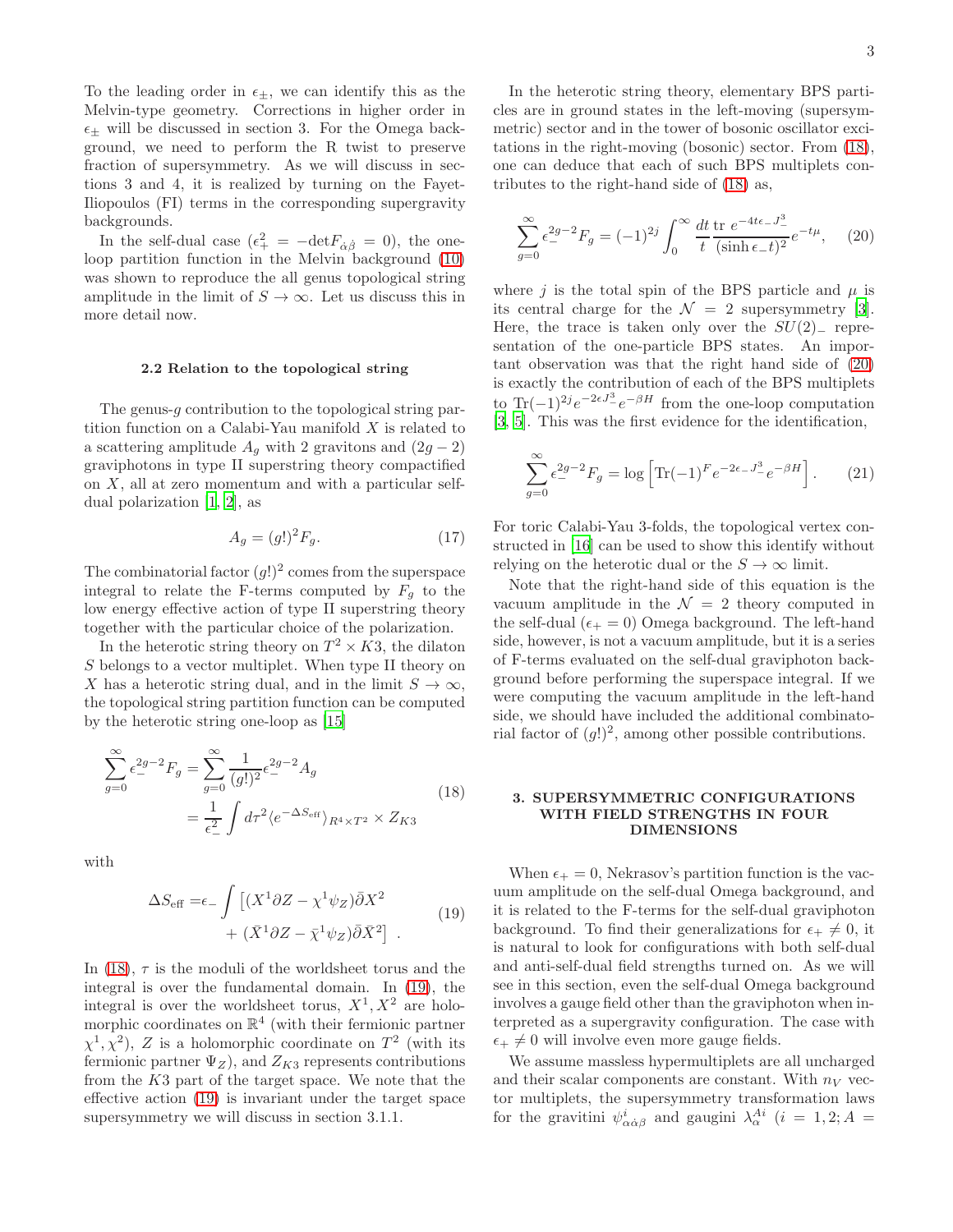To the leading order in $\epsilon_\pm$, we can identify this as the Melvin-type geometry. Corrections in higher order in $\epsilon_\pm$ will be discussed in section 3. For the Omega background, we need to perform the R twist to preserve fraction of supersymmetry. As we will discuss in sections 3 and 4, it is realized by turning on the Fayet-Iliopoulos (FI) terms in the corresponding supergravity backgrounds.

In the self-dual case ($\epsilon_+^2 = -\det F_{\dot\alpha\dot\beta} = 0$), the one-loop partition function in the Melvin background (10) was shown to reproduce the all genus topological string amplitude in the limit of $S \to \infty$. Let us discuss this in more detail now.

### 2.2 Relation to the topological string

The genus-$g$ contribution to the topological string partition function on a Calabi-Yau manifold $X$ is related to a scattering amplitude $A_g$ with 2 gravitons and $(2g-2)$ graviphotons in type II superstring theory compactified on $X$, all at zero momentum and with a particular self-dual polarization [1, 2], as

$$A_g = (g!)^2 F_g. \tag{17}$$

The combinatorial factor $(g!)^2$ comes from the superspace integral to relate the F-terms computed by $F_g$ to the low energy effective action of type II superstring theory together with the particular choice of the polarization.

In the heterotic string theory on $T^2 \times K3$, the dilaton $S$ belongs to a vector multiplet. When type II theory on $X$ has a heterotic string dual, and in the limit $S \to \infty$, the topological string partition function can be computed by the heterotic string one-loop as [15]

$$\begin{aligned}\sum_{g=0}^{\infty} \epsilon_-^{2g-2} F_g &= \sum_{g=0}^{\infty} \frac{1}{(g!)^2} \epsilon_-^{2g-2} A_g \\ &= \frac{1}{\epsilon_-^2} \int d\tau^2 \langle e^{-\Delta S_{\rm eff}} \rangle_{R^4 \times T^2} \times Z_{K3}\end{aligned} \tag{18}$$

with

$$\begin{aligned}\Delta S_{\rm eff} =& \epsilon_- \int \left[ (X^1 \partial Z - \chi^1 \psi_Z) \bar\partial X^2 \right. \\ &\left. + (\bar X^1 \partial Z - \bar\chi^1 \psi_Z) \bar\partial \bar X^2 \right] .\end{aligned} \tag{19}$$

In (18), $\tau$ is the moduli of the worldsheet torus and the integral is over the fundamental domain. In (19), the integral is over the worldsheet torus, $X^1, X^2$ are holomorphic coordinates on $\mathbb{R}^4$ (with their fermionic partner $\chi^1, \chi^2$), $Z$ is a holomorphic coordinate on $T^2$ (with its fermionic partner $\Psi_Z$), and $Z_{K3}$ represents contributions from the $K3$ part of the target space. We note that the effective action (19) is invariant under the target space supersymmetry we will discuss in section 3.1.1.

In the heterotic string theory, elementary BPS particles are in ground states in the left-moving (supersymmetric) sector and in the tower of bosonic oscillator excitations in the right-moving (bosonic) sector. From (18), one can deduce that each of such BPS multiplets contributes to the right-hand side of (18) as,

$$\sum_{g=0}^{\infty} \epsilon_-^{2g-2} F_g = (-1)^{2j} \int_0^\infty \frac{dt}{t} \frac{{\rm tr}\; e^{-4t\epsilon_- J_-^3}}{(\sinh \epsilon_- t)^2} e^{-t\mu}, \tag{20}$$

where $j$ is the total spin of the BPS particle and $\mu$ is its central charge for the $\mathcal{N}=2$ supersymmetry [3]. Here, the trace is taken only over the $SU(2)_-$ representation of the one-particle BPS states. An important observation was that the right hand side of (20) is exactly the contribution of each of the BPS multiplets to ${\rm Tr}(-1)^{2j} e^{-2\epsilon J_-^3} e^{-\beta H}$ from the one-loop computation [3, 5]. This was the first evidence for the identification,

$$\sum_{g=0}^{\infty} \epsilon_-^{2g-2} F_g = \log \left[ {\rm Tr}(-1)^F e^{-2\epsilon_- J_-^3} e^{-\beta H} \right]. \tag{21}$$

For toric Calabi-Yau 3-folds, the topological vertex constructed in [16] can be used to show this identify without relying on the heterotic dual or the $S \to \infty$ limit.

Note that the right-hand side of this equation is the vacuum amplitude in the $\mathcal{N}=2$ theory computed in the self-dual ($\epsilon_+ = 0$) Omega background. The left-hand side, however, is not a vacuum amplitude, but it is a series of F-terms evaluated on the self-dual graviphoton background before performing the superspace integral. If we were computing the vacuum amplitude in the left-hand side, we should have included the additional combinatorial factor of $(g!)^2$, among other possible contributions.

## 3. SUPERSYMMETRIC CONFIGURATIONS WITH FIELD STRENGTHS IN FOUR DIMENSIONS

When $\epsilon_+ = 0$, Nekrasov's partition function is the vacuum amplitude on the self-dual Omega background, and it is related to the F-terms for the self-dual graviphoton background. To find their generalizations for $\epsilon_+ \neq 0$, it is natural to look for configurations with both self-dual and anti-self-dual field strengths turned on. As we will see in this section, even the self-dual Omega background involves a gauge field other than the graviphoton when interpreted as a supergravity configuration. The case with $\epsilon_+ \neq 0$ will involve even more gauge fields.

We assume massless hypermultiplets are all uncharged and their scalar components are constant. With $n_V$ vector multiplets, the supersymmetry transformation laws for the gravitini $\psi^i_{\alpha\dot\alpha\beta}$ and gaugini $\lambda^{Ai}_\alpha$ ($i = 1, 2; A =$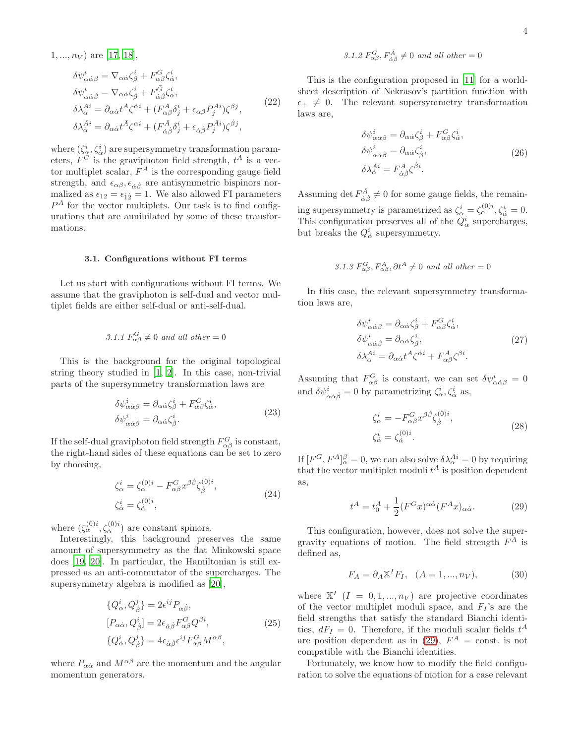$1, ..., n_V$) are [17, 18],

$$
\begin{aligned}
\delta\psi^i_{\alpha\dot\alpha\beta} &= \nabla_{\alpha\dot\alpha}\zeta^i_\beta + F^G_{\alpha\beta}\zeta^i_{\dot\alpha},\\
\delta\psi^i_{\alpha\dot\alpha\dot\beta} &= \nabla_{\alpha\dot\alpha}\zeta^i_{\dot\beta} + F^{\bar G}_{\dot\alpha\dot\beta}\zeta^i_{\alpha},\\
\delta\lambda^{Ai}_\alpha &= \partial_{\alpha\dot\alpha}t^A\zeta^{\dot\alpha i} + (F^A_{\alpha\beta}\delta^i_j + \epsilon_{\alpha\beta}P^{Ai}_j)\zeta^{\beta j},\\
\delta\lambda^{\bar A i}_{\dot\alpha} &= \partial_{\alpha\dot\alpha}t^{\bar A}\zeta^{\alpha i} + (F^{\bar A}_{\dot\alpha\dot\beta}\delta^i_j + \epsilon_{\dot\alpha\dot\beta}P^{\bar A i}_j)\zeta^{\dot\beta j},
\end{aligned}
\tag{22}
$$

where $(\zeta^i_\alpha, \zeta^i_{\dot\alpha})$ are supersymmetry transformation parameters, $F^G$ is the graviphoton field strength, $t^A$ is a vector multiplet scalar, $F^A$ is the corresponding gauge field strength, and $\epsilon_{\alpha\beta}, \epsilon_{\dot\alpha\dot\beta}$ are antisymmetric bispinors normalized as $\epsilon_{12} = \epsilon_{\dot 1\dot 2} = 1$. We also allowed FI parameters $P^A$ for the vector multiplets. Our task is to find configurations that are annihilated by some of these transformations.

### 3.1. Configurations without FI terms

Let us start with configurations without FI terms. We assume that the graviphoton is self-dual and vector multiplet fields are either self-dual or anti-self-dual.

#### *3.1.1 $F^G_{\alpha\beta} \neq 0$ and all other = 0*

This is the background for the original topological string theory studied in [1, 2]. In this case, non-trivial parts of the supersymmetry transformation laws are

$$
\begin{aligned}
\delta\psi^i_{\alpha\dot\alpha\beta} &= \partial_{\alpha\dot\alpha}\zeta^i_\beta + F^G_{\alpha\beta}\zeta^i_{\dot\alpha},\\
\delta\psi^i_{\alpha\dot\alpha\dot\beta} &= \partial_{\alpha\dot\alpha}\zeta^i_{\dot\beta}.
\end{aligned}
\tag{23}
$$

If the self-dual graviphoton field strength $F^G_{\alpha\beta}$ is constant, the right-hand sides of these equations can be set to zero by choosing,

$$
\begin{aligned}
\zeta^i_\alpha &= \zeta^{(0)i}_\alpha - F^G_{\alpha\beta}x^{\beta\dot\beta}\zeta^{(0)i}_{\dot\beta},\\
\zeta^i_{\dot\alpha} &= \zeta^{(0)i}_{\dot\alpha},
\end{aligned}
\tag{24}
$$

where $(\zeta^{(0)i}_\alpha, \zeta^{(0)i}_{\dot\alpha})$ are constant spinors.

Interestingly, this background preserves the same amount of supersymmetry as the flat Minkowski space does [19, 20]. In particular, the Hamiltonian is still expressed as an anti-commutator of the supercharges. The supersymmetry algebra is modified as [20],

$$
\begin{aligned}
\{Q^i_\alpha, Q^j_{\dot\beta}\} &= 2\epsilon^{ij}P_{\alpha\dot\beta},\\
[P_{\alpha\dot\alpha}, Q^i_{\dot\beta}] &= 2\epsilon_{\dot\alpha\dot\beta}F^G_{\alpha\beta}Q^{\beta i},\\
\{Q^i_{\dot\alpha}, Q^j_{\dot\beta}\} &= 4\epsilon_{\dot\alpha\dot\beta}\epsilon^{ij}F^G_{\alpha\beta}M^{\alpha\beta},
\end{aligned}
\tag{25}
$$

where $P_{\alpha\dot\alpha}$ and $M^{\alpha\beta}$ are the momentum and the angular momentum generators.

#### *3.1.2 $F^G_{\alpha\beta}, F^{\bar A}_{\dot\alpha\dot\beta} \neq 0$ and all other = 0*

This is the configuration proposed in [11] for a worldsheet description of Nekrasov's partition function with $\epsilon_+ \neq 0$. The relevant supersymmetry transformation laws are,

$$
\begin{aligned}
\delta\psi^i_{\alpha\dot\alpha\beta} &= \partial_{\alpha\dot\alpha}\zeta^i_\beta + F^G_{\alpha\beta}\zeta^i_{\dot\alpha},\\
\delta\psi^i_{\alpha\dot\alpha\dot\beta} &= \partial_{\alpha\dot\alpha}\zeta^i_{\dot\beta},\\
\delta\lambda^{\bar A i}_{\dot\alpha} &= F^{\bar A}_{\dot\alpha\dot\beta}\zeta^{\dot\beta i}.
\end{aligned}
\tag{26}
$$

Assuming $\det F^{\bar A}_{\dot\alpha\dot\beta} \neq 0$ for some gauge fields, the remaining supersymmetry is parametrized as $\zeta^i_\alpha = \zeta^{(0)i}_\alpha, \zeta^i_{\dot\alpha} = 0$. This configuration preserves all of the $Q^i_\alpha$ supercharges, but breaks the $Q^i_{\dot\alpha}$ supersymmetry.

#### *3.1.3 $F^G_{\alpha\beta}, F^A_{\alpha\beta}, \partial t^A \neq 0$ and all other = 0*

In this case, the relevant supersymmetry transformation laws are,

$$
\begin{aligned}
\delta\psi^i_{\alpha\dot\alpha\beta} &= \partial_{\alpha\dot\alpha}\zeta^i_\beta + F^G_{\alpha\beta}\zeta^i_{\dot\alpha},\\
\delta\psi^i_{\alpha\dot\alpha\dot\beta} &= \partial_{\alpha\dot\alpha}\zeta^i_{\dot\beta},\\
\delta\lambda^{Ai}_\alpha &= \partial_{\alpha\dot\alpha}t^A\zeta^{\dot\alpha i} + F^A_{\alpha\beta}\zeta^{\beta i}.
\end{aligned}
\tag{27}
$$

Assuming that $F^G_{\alpha\beta}$ is constant, we can set $\delta\psi^i_{\alpha\dot\alpha\beta} = 0$ and $\delta\psi^i_{\alpha\dot\alpha\dot\beta} = 0$ by parametrizing $\zeta^i_\alpha, \zeta^i_{\dot\alpha}$ as,

$$
\begin{aligned}
\zeta^i_\alpha &= -F^G_{\alpha\beta}x^{\beta\dot\beta}\zeta^{(0)i}_{\dot\beta},\\
\zeta^i_{\dot\alpha} &= \zeta^{(0)i}_{\dot\alpha}.
\end{aligned}
\tag{28}
$$

If $[F^G, F^A]^\beta_\alpha = 0$, we can also solve $\delta\lambda^{Ai}_\alpha = 0$ by requiring that the vector multiplet moduli $t^A$ is position dependent as,

$$
t^A = t^A_0 + \frac{1}{2}(F^G x)^{\alpha\dot\alpha}(F^A x)_{\alpha\dot\alpha}.
\tag{29}
$$

This configuration, however, does not solve the supergravity equations of motion. The field strength $F^A$ is defined as,

$$
F_A = \partial_A \mathbb{X}^I F_I, \quad (A = 1, ..., n_V),
\tag{30}
$$

where $\mathbb{X}^I$ $(I = 0, 1, ..., n_V)$ are projective coordinates of the vector multiplet moduli space, and $F_I$'s are the field strengths that satisfy the standard Bianchi identities, $dF_I = 0$. Therefore, if the moduli scalar fields $t^A$ are position dependent as in (29), $F^A = $ const. is not compatible with the Bianchi identities.

Fortunately, we know how to modify the field configuration to solve the equations of motion for a case relevant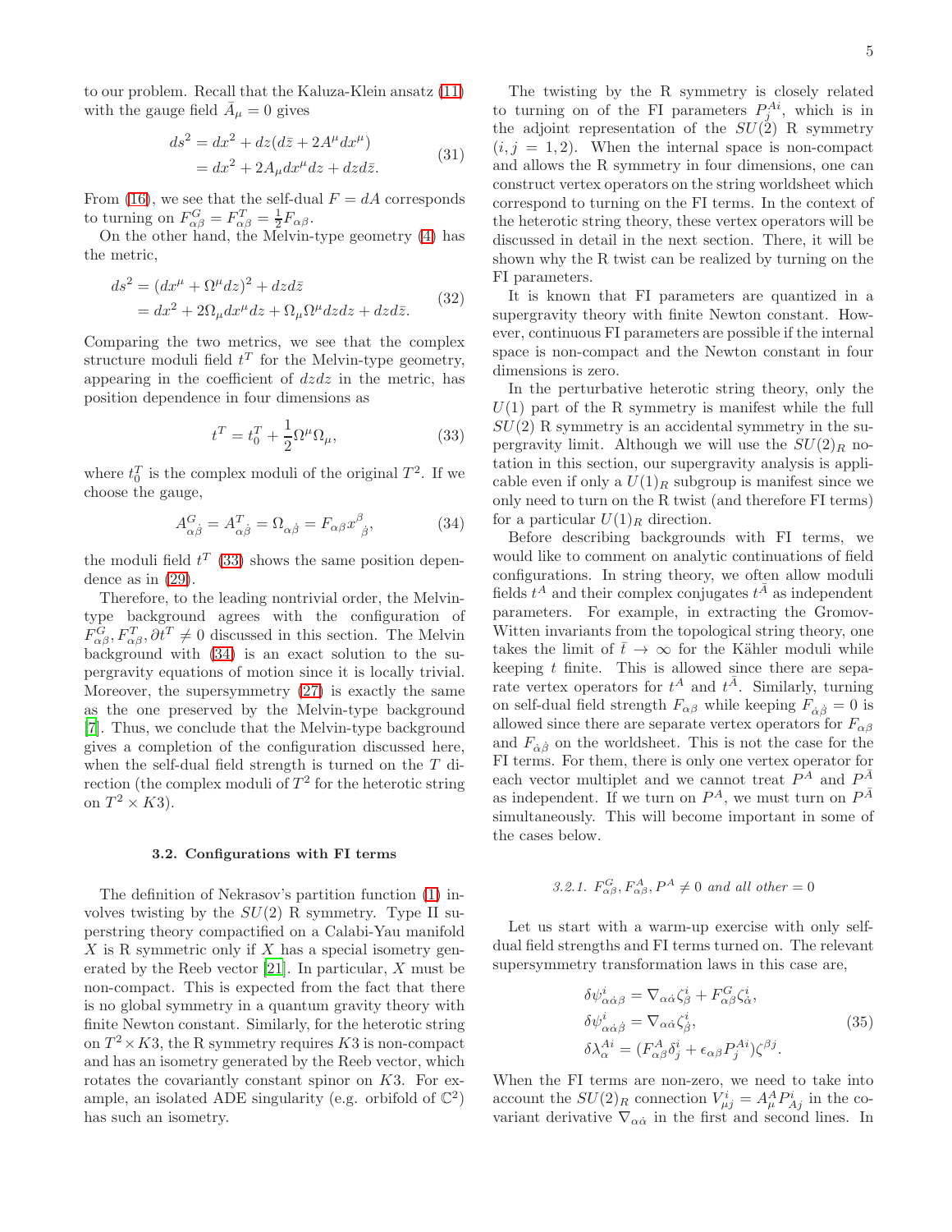to our problem. Recall that the Kaluza-Klein ansatz (11) with the gauge field $\bar{A}_\mu = 0$ gives

$$
\begin{aligned}
ds^2 &= dx^2 + dz(d\bar{z} + 2A^\mu dx^\mu) \\
&= dx^2 + 2A_\mu dx^\mu dz + dz d\bar{z}.
\end{aligned}
\tag{31}
$$

From (16), we see that the self-dual $F = dA$ corresponds to turning on $F^G_{\alpha\beta} = F^T_{\alpha\beta} = \frac{1}{2}F_{\alpha\beta}$.

On the other hand, the Melvin-type geometry (4) has the metric,

$$
\begin{aligned}
ds^2 &= (dx^\mu + \Omega^\mu dz)^2 + dz d\bar{z} \\
&= dx^2 + 2\Omega_\mu dx^\mu dz + \Omega_\mu \Omega^\mu dz dz + dz d\bar{z}.
\end{aligned}
\tag{32}
$$

Comparing the two metrics, we see that the complex structure moduli field $t^T$ for the Melvin-type geometry, appearing in the coefficient of $dzdz$ in the metric, has position dependence in four dimensions as

$$
t^T = t^T_0 + \frac{1}{2}\Omega^\mu \Omega_\mu,
\tag{33}
$$

where $t^T_0$ is the complex moduli of the original $T^2$. If we choose the gauge,

$$
A^G_{\alpha\dot{\beta}} = A^T_{\alpha\dot{\beta}} = \Omega_{\alpha\dot{\beta}} = F_{\alpha\beta} x^\beta{}_{\dot{\beta}},
\tag{34}
$$

the moduli field $t^T$ (33) shows the same position dependence as in (29).

Therefore, to the leading nontrivial order, the Melvin-type background agrees with the configuration of $F^G_{\alpha\beta}, F^T_{\alpha\beta}, \partial t^T \neq 0$ discussed in this section. The Melvin background with (34) is an exact solution to the supergravity equations of motion since it is locally trivial. Moreover, the supersymmetry (27) is exactly the same as the one preserved by the Melvin-type background [7]. Thus, we conclude that the Melvin-type background gives a completion of the configuration discussed here, when the self-dual field strength is turned on the $T$ direction (the complex moduli of $T^2$ for the heterotic string on $T^2 \times K3$).

### 3.2. Configurations with FI terms

The definition of Nekrasov's partition function (1) involves twisting by the $SU(2)$ R symmetry. Type II superstring theory compactified on a Calabi-Yau manifold $X$ is R symmetric only if $X$ has a special isometry generated by the Reeb vector [21]. In particular, $X$ must be non-compact. This is expected from the fact that there is no global symmetry in a quantum gravity theory with finite Newton constant. Similarly, for the heterotic string on $T^2 \times K3$, the R symmetry requires $K3$ is non-compact and has an isometry generated by the Reeb vector, which rotates the covariantly constant spinor on $K3$. For example, an isolated ADE singularity (e.g. orbifold of $\mathbb{C}^2$) has such an isometry.

The twisting by the R symmetry is closely related to turning on of the FI parameters $P^{Ai}_j$, which is in the adjoint representation of the $SU(2)$ R symmetry ($i, j = 1, 2$). When the internal space is non-compact and allows the R symmetry in four dimensions, one can construct vertex operators on the string worldsheet which correspond to turning on the FI terms. In the context of the heterotic string theory, these vertex operators will be discussed in detail in the next section. There, it will be shown why the R twist can be realized by turning on the FI parameters.

It is known that FI parameters are quantized in a supergravity theory with finite Newton constant. However, continuous FI parameters are possible if the internal space is non-compact and the Newton constant in four dimensions is zero.

In the perturbative heterotic string theory, only the $U(1)$ part of the R symmetry is manifest while the full $SU(2)$ R symmetry is an accidental symmetry in the supergravity limit. Although we will use the $SU(2)_R$ notation in this section, our supergravity analysis is applicable even if only a $U(1)_R$ subgroup is manifest since we only need to turn on the R twist (and therefore FI terms) for a particular $U(1)_R$ direction.

Before describing backgrounds with FI terms, we would like to comment on analytic continuations of field configurations. In string theory, we often allow moduli fields $t^A$ and their complex conjugates $t^{\bar{A}}$ as independent parameters. For example, in extracting the Gromov-Witten invariants from the topological string theory, one takes the limit of $\bar{t} \to \infty$ for the Kähler moduli while keeping $t$ finite. This is allowed since there are separate vertex operators for $t^A$ and $t^{\bar{A}}$. Similarly, turning on self-dual field strength $F_{\alpha\beta}$ while keeping $F_{\dot{\alpha}\dot{\beta}} = 0$ is allowed since there are separate vertex operators for $F_{\alpha\beta}$ and $F_{\dot{\alpha}\dot{\beta}}$ on the worldsheet. This is not the case for the FI terms. For them, there is only one vertex operator for each vector multiplet and we cannot treat $P^A$ and $P^{\bar{A}}$ as independent. If we turn on $P^A$, we must turn on $P^{\bar{A}}$ simultaneously. This will become important in some of the cases below.

#### 3.2.1. $F^G_{\alpha\beta}, F^A_{\alpha\beta}, P^A \neq 0$ *and all other* $= 0$

Let us start with a warm-up exercise with only self-dual field strengths and FI terms turned on. The relevant supersymmetry transformation laws in this case are,

$$
\begin{aligned}
\delta\psi^i_{\alpha\dot{\alpha}\beta} &= \nabla_{\alpha\dot{\alpha}}\zeta^i_\beta + F^G_{\alpha\beta}\zeta^i_{\dot{\alpha}}, \\
\delta\psi^i_{\alpha\dot{\alpha}\dot{\beta}} &= \nabla_{\alpha\dot{\alpha}}\zeta^i_{\dot{\beta}}, \\
\delta\lambda^{Ai}_\alpha &= (F^A_{\alpha\beta}\delta^i_j + \epsilon_{\alpha\beta}P^{Ai}_j)\zeta^{\beta j}.
\end{aligned}
\tag{35}
$$

When the FI terms are non-zero, we need to take into account the $SU(2)_R$ connection $V^i_{\mu j} = A^A_\mu P^i_{Aj}$ in the covariant derivative $\nabla_{\alpha\dot{\alpha}}$ in the first and second lines. In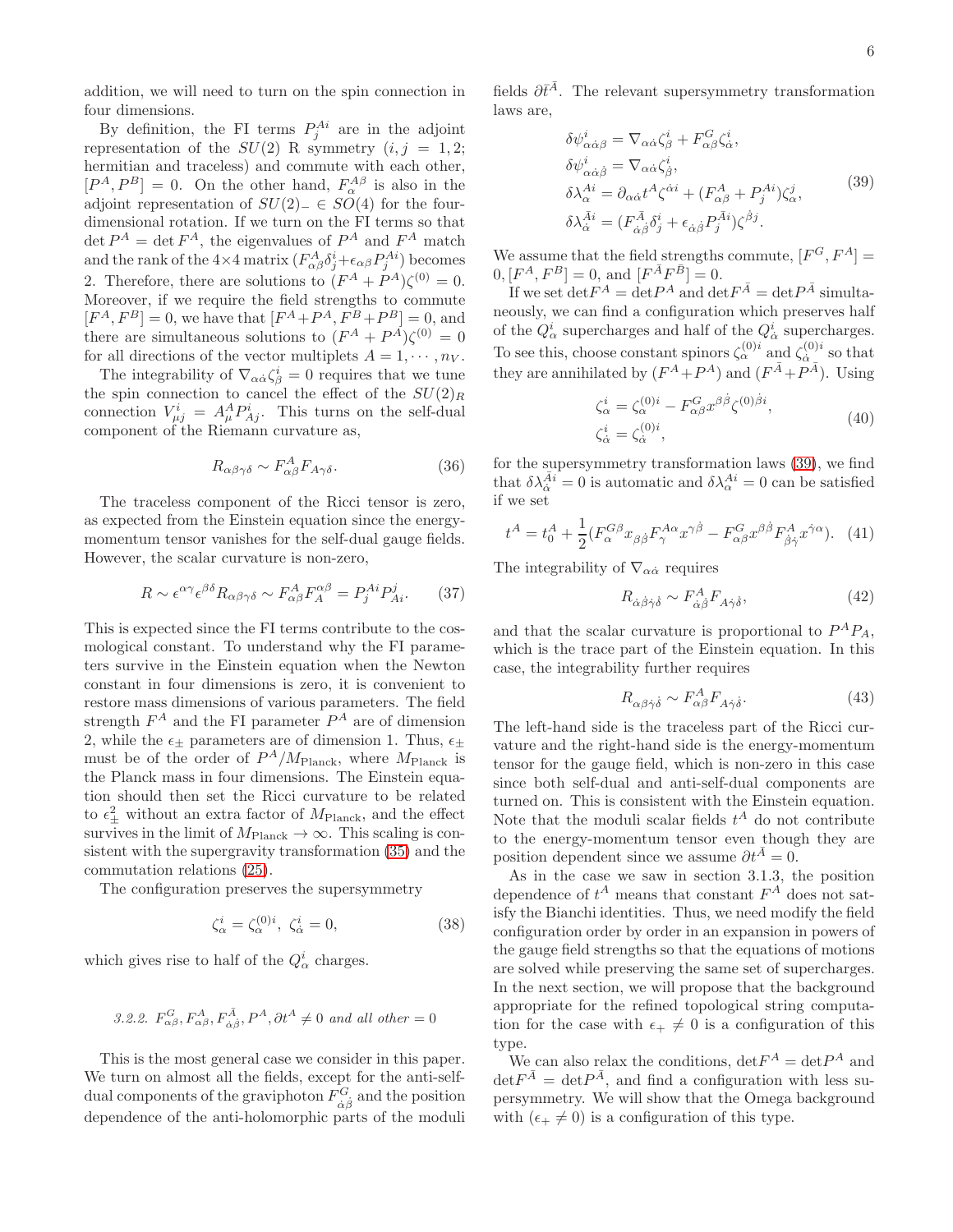addition, we will need to turn on the spin connection in four dimensions.

By definition, the FI terms $P_j^{Ai}$ are in the adjoint representation of the $SU(2)$ R symmetry ($i, j = 1, 2$; hermitian and traceless) and commute with each other, $[P^A, P^B] = 0$. On the other hand, $F_\alpha^{A\beta}$ is also in the adjoint representation of $SU(2)_- \in SO(4)$ for the four-dimensional rotation. If we turn on the FI terms so that $\det P^A = \det F^A$, the eigenvalues of $P^A$ and $F^A$ match and the rank of the $4\times 4$ matrix $(F_{\alpha\beta}^A \delta_j^i + \epsilon_{\alpha\beta} P_j^{Ai})$ becomes 2. Therefore, there are solutions to $(F^A + P^A)\zeta^{(0)} = 0$. Moreover, if we require the field strengths to commute $[F^A, F^B] = 0$, we have that $[F^A + P^A, F^B + P^B] = 0$, and there are simultaneous solutions to $(F^A + P^A)\zeta^{(0)} = 0$ for all directions of the vector multiplets $A = 1, \cdots, n_V$.

The integrability of $\nabla_{\alpha\dot\alpha}\zeta_\beta^i = 0$ requires that we tune the spin connection to cancel the effect of the $SU(2)_R$ connection $V_{\mu j}^i = A_\mu^A P_{Aj}^i$. This turns on the self-dual component of the Riemann curvature as,

$$R_{\alpha\beta\gamma\delta} \sim F_{\alpha\beta}^A F_{A\gamma\delta}. \tag{36}$$

The traceless component of the Ricci tensor is zero, as expected from the Einstein equation since the energy-momentum tensor vanishes for the self-dual gauge fields. However, the scalar curvature is non-zero,

$$R \sim \epsilon^{\alpha\gamma}\epsilon^{\beta\delta} R_{\alpha\beta\gamma\delta} \sim F_{\alpha\beta}^A F_A^{\alpha\beta} = P_j^{Ai} P_{Ai}^j. \tag{37}$$

This is expected since the FI terms contribute to the cosmological constant. To understand why the FI parameters survive in the Einstein equation when the Newton constant in four dimensions is zero, it is convenient to restore mass dimensions of various parameters. The field strength $F^A$ and the FI parameter $P^A$ are of dimension 2, while the $\epsilon_\pm$ parameters are of dimension 1. Thus, $\epsilon_\pm$ must be of the order of $P^A/M_{\rm Planck}$, where $M_{\rm Planck}$ is the Planck mass in four dimensions. The Einstein equation should then set the Ricci curvature to be related to $\epsilon_\pm^2$ without an extra factor of $M_{\rm Planck}$, and the effect survives in the limit of $M_{\rm Planck} \to \infty$. This scaling is consistent with the supergravity transformation (35) and the commutation relations (25).

The configuration preserves the supersymmetry

$$\zeta_\alpha^i = \zeta_\alpha^{(0)i},\ \zeta_{\dot\alpha}^i = 0, \tag{38}$$

which gives rise to half of the $Q_\alpha^i$ charges.

#### 3.2.2. $F_{\alpha\beta}^G, F_{\alpha\beta}^A, F_{\dot\alpha\dot\beta}^{\bar A}, P^A, \partial t^A \neq 0$ and all other $= 0$

This is the most general case we consider in this paper. We turn on almost all the fields, except for the anti-self-dual components of the graviphoton $F_{\dot\alpha\dot\beta}^G$ and the position dependence of the anti-holomorphic parts of the moduli fields $\partial \bar t^{\bar A}$. The relevant supersymmetry transformation laws are,

$$\begin{aligned}
\delta\psi_{\alpha\dot\alpha\beta}^i &= \nabla_{\alpha\dot\alpha}\zeta_\beta^i + F_{\alpha\beta}^G \zeta_{\dot\alpha}^i,\\
\delta\psi_{\alpha\dot\alpha\dot\beta}^i &= \nabla_{\alpha\dot\alpha}\zeta_{\dot\beta}^i,\\
\delta\lambda_\alpha^{Ai} &= \partial_{\alpha\dot\alpha} t^A \zeta^{\dot\alpha i} + (F_{\alpha\beta}^A + P_j^{Ai})\zeta_\alpha^j,\\
\delta\lambda_{\dot\alpha}^{\bar A i} &= (F_{\dot\alpha\dot\beta}^{\bar A}\delta_j^i + \epsilon_{\dot\alpha\dot\beta} P_j^{\bar A i})\zeta^{\dot\beta j}.
\end{aligned} \tag{39}$$

We assume that the field strengths commute, $[F^G, F^A] = 0, [F^A, F^B] = 0$, and $[F^{\bar A} F^{\bar B}] = 0$.

If we set $\det F^A = \det P^A$ and $\det F^{\bar A} = \det P^{\bar A}$ simultaneously, we can find a configuration which preserves half of the $Q_\alpha^i$ supercharges and half of the $Q_{\dot\alpha}^i$ supercharges. To see this, choose constant spinors $\zeta_\alpha^{(0)i}$ and $\zeta_{\dot\alpha}^{(0)i}$ so that they are annihilated by $(F^A + P^A)$ and $(F^{\bar A} + P^{\bar A})$. Using

$$\begin{aligned}
\zeta_\alpha^i &= \zeta_\alpha^{(0)i} - F_{\alpha\beta}^G x^{\beta\dot\beta}\zeta^{(0)\dot\beta i},\\
\zeta_{\dot\alpha}^i &= \zeta_{\dot\alpha}^{(0)i},
\end{aligned} \tag{40}$$

for the supersymmetry transformation laws (39), we find that $\delta\lambda_{\dot\alpha}^{\bar A i} = 0$ is automatic and $\delta\lambda_\alpha^{Ai} = 0$ can be satisfied if we set

$$t^A = t_0^A + \frac{1}{2}(F_\alpha^{G\beta} x_{\beta\dot\beta} F_\gamma^{A\alpha} x^{\gamma\dot\beta} - F_{\alpha\beta}^G x^{\beta\dot\beta} F_{\dot\beta\dot\gamma}^A x^{\dot\gamma\alpha}). \tag{41}$$

The integrability of $\nabla_{\alpha\dot\alpha}$ requires

$$R_{\dot\alpha\dot\beta\dot\gamma\dot\delta} \sim F_{\dot\alpha\dot\beta}^A F_{A\dot\gamma\dot\delta}, \tag{42}$$

and that the scalar curvature is proportional to $P^A P_A$, which is the trace part of the Einstein equation. In this case, the integrability further requires

$$R_{\alpha\beta\dot\gamma\dot\delta} \sim F_{\alpha\beta}^A F_{A\dot\gamma\dot\delta}. \tag{43}$$

The left-hand side is the traceless part of the Ricci curvature and the right-hand side is the energy-momentum tensor for the gauge field, which is non-zero in this case since both self-dual and anti-self-dual components are turned on. This is consistent with the Einstein equation. Note that the moduli scalar fields $t^A$ do not contribute to the energy-momentum tensor even though they are position dependent since we assume $\partial t^{\bar A} = 0$.

As in the case we saw in section 3.1.3, the position dependence of $t^A$ means that constant $F^A$ does not satisfy the Bianchi identities. Thus, we need modify the field configuration order by order in an expansion in powers of the gauge field strengths so that the equations of motions are solved while preserving the same set of supercharges. In the next section, we will propose that the background appropriate for the refined topological string computation for the case with $\epsilon_+ \neq 0$ is a configuration of this type.

We can also relax the conditions, $\det F^A = \det P^A$ and $\det F^{\bar A} = \det P^{\bar A}$, and find a configuration with less supersymmetry. We will show that the Omega background with ($\epsilon_+ \neq 0$) is a configuration of this type.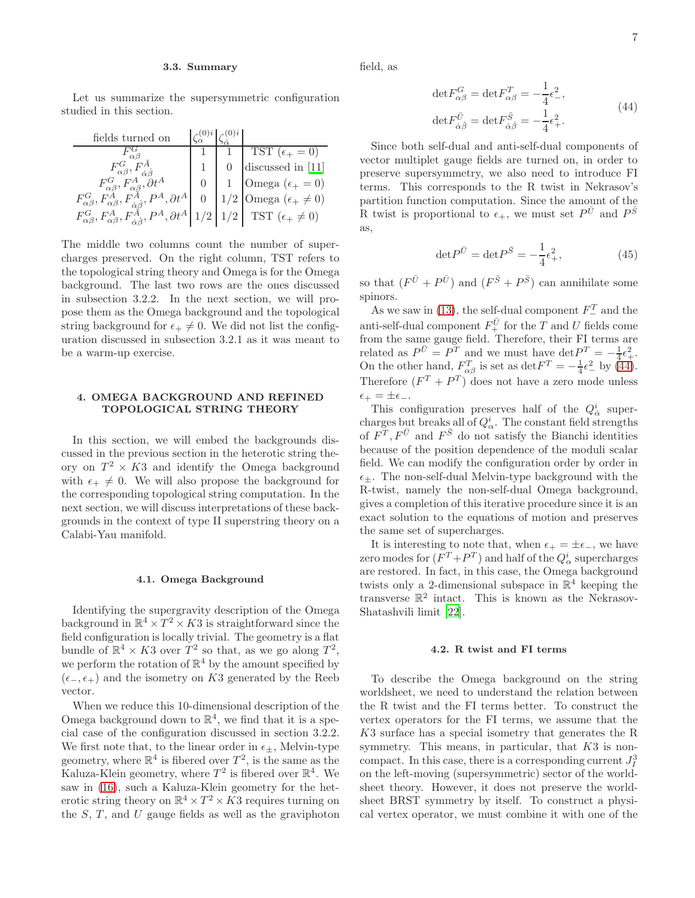### 3.3. Summary

Let us summarize the supersymmetric configuration studied in this section.

| fields turned on | $\zeta_{\dot\alpha}^{(0)i}$ | $\zeta_{\alpha}^{(0)i}$ | |
|---|---|---|---|
| $F^G_{\alpha\beta}$ | 1 | 1 | TST ($\epsilon_+ = 0$) |
| $F^G_{\alpha\beta}, F^{\bar A}_{\dot\alpha\dot\beta}$ | 1 | 0 | discussed in [11] |
| $F^G_{\alpha\beta}, F^A_{\alpha\beta}, \partial t^A$ | 0 | 1 | Omega ($\epsilon_+ = 0$) |
| $F^G_{\alpha\beta}, F^A_{\alpha\beta}, F^{\bar A}_{\dot\alpha\dot\beta}, P^A, \partial t^A$ | 0 | 1/2 | Omega ($\epsilon_+ \neq 0$) |
| $F^G_{\alpha\beta}, F^A_{\alpha\beta}, F^{\bar A}_{\dot\alpha\dot\beta}, P^A, \partial t^A$ | 1/2 | 1/2 | TST ($\epsilon_+ \neq 0$) |

The middle two columns count the number of supercharges preserved. On the right column, TST refers to the topological string theory and Omega is for the Omega background. The last two rows are the ones discussed in subsection 3.2.2. In the next section, we will propose them as the Omega background and the topological string background for $\epsilon_+ \neq 0$. We did not list the configuration discussed in subsection 3.2.1 as it was meant to be a warm-up exercise.

## 4. OMEGA BACKGROUND AND REFINED TOPOLOGICAL STRING THEORY

In this section, we will embed the backgrounds discussed in the previous section in the heterotic string theory on $T^2 \times K3$ and identify the Omega background with $\epsilon_+ \neq 0$. We will also propose the background for the corresponding topological string computation. In the next section, we will discuss interpretations of these backgrounds in the context of type II superstring theory on a Calabi-Yau manifold.

### 4.1. Omega Background

Identifying the supergravity description of the Omega background in $\mathbb{R}^4 \times T^2 \times K3$ is straightforward since the field configuration is locally trivial. The geometry is a flat bundle of $\mathbb{R}^4 \times K3$ over $T^2$ so that, as we go along $T^2$, we perform the rotation of $\mathbb{R}^4$ by the amount specified by $(\epsilon_-, \epsilon_+)$ and the isometry on $K3$ generated by the Reeb vector.

When we reduce this 10-dimensional description of the Omega background down to $\mathbb{R}^4$, we find that it is a special case of the configuration discussed in section 3.2.2. We first note that, to the linear order in $\epsilon_\pm$, Melvin-type geometry, where $\mathbb{R}^4$ is fibered over $T^2$, is the same as the Kaluza-Klein geometry, where $T^2$ is fibered over $\mathbb{R}^4$. We saw in (16), such a Kaluza-Klein geometry for the heterotic string theory on $\mathbb{R}^4 \times T^2 \times K3$ requires turning on the $S$, $T$, and $U$ gauge fields as well as the graviphoton field, as

$$
\begin{aligned}
\det F^G_{\alpha\beta} = \det F^T_{\alpha\beta} = -\frac{1}{4}\epsilon_-^2, \\
\det F^{\bar U}_{\dot\alpha\dot\beta} = \det F^{\bar S}_{\dot\alpha\dot\beta} = -\frac{1}{4}\epsilon_+^2.
\end{aligned}
\tag{44}
$$

Since both self-dual and anti-self-dual components of vector multiplet gauge fields are turned on, in order to preserve supersymmetry, we also need to introduce FI terms. This corresponds to the R twist in Nekrasov's partition function computation. Since the amount of the R twist is proportional to $\epsilon_+$, we must set $P^{\bar U}$ and $P^{\bar S}$ as,

$$
\det P^{\bar U} = \det P^{\bar S} = -\frac{1}{4}\epsilon_+^2, \tag{45}
$$

so that $(F^{\bar U} + P^{\bar U})$ and $(F^{\bar S} + P^{\bar S})$ can annihilate some spinors.

As we saw in (13), the self-dual component $F^T_-$ and the anti-self-dual component $F^{\bar U}_+$ for the $T$ and $U$ fields come from the same gauge field. Therefore, their FI terms are related as $P^{\bar U} = P^T$ and we must have $\det P^T = -\frac{1}{4}\epsilon_+^2$. On the other hand, $F^T_{\alpha\beta}$ is set as $\det F^T = -\frac{1}{4}\epsilon_-^2$ by (44). Therefore $(F^T + P^T)$ does not have a zero mode unless $\epsilon_+ = \pm\epsilon_-$.

This configuration preserves half of the $Q^i_{\dot\alpha}$ supercharges but breaks all of $Q^i_\alpha$. The constant field strengths of $F^T, F^{\bar U}$ and $F^{\bar S}$ do not satisfy the Bianchi identities because of the position dependence of the moduli scalar field. We can modify the configuration order by order in $\epsilon_\pm$. The non-self-dual Melvin-type background with the R-twist, namely the non-self-dual Omega background, gives a completion of this iterative procedure since it is an exact solution to the equations of motion and preserves the same set of supercharges.

It is interesting to note that, when $\epsilon_+ = \pm\epsilon_-$, we have zero modes for $(F^T + P^T)$ and half of the $Q^i_\alpha$ supercharges are restored. In fact, in this case, the Omega background twists only a 2-dimensional subspace in $\mathbb{R}^4$ keeping the transverse $\mathbb{R}^2$ intact. This is known as the Nekrasov-Shatashvili limit [22].

### 4.2. R twist and FI terms

To describe the Omega background on the string worldsheet, we need to understand the relation between the R twist and the FI terms better. To construct the vertex operators for the FI terms, we assume that the $K3$ surface has a special isometry that generates the R symmetry. This means, in particular, that $K3$ is noncompact. In this case, there is a corresponding current $J^3_I$ on the left-moving (supersymmetric) sector of the worldsheet theory. However, it does not preserve the worldsheet BRST symmetry by itself. To construct a physical vertex operator, we must combine it with one of the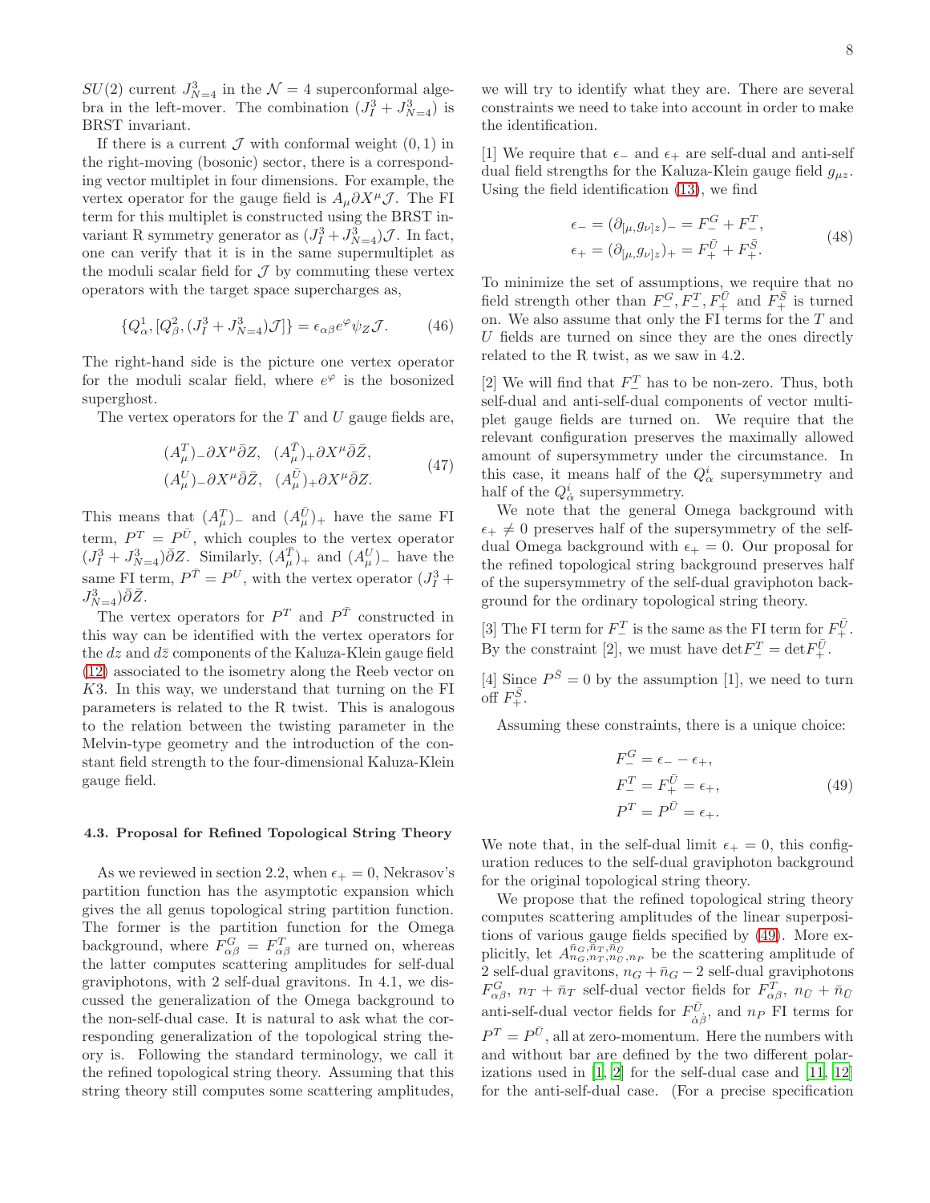$SU(2)$ current $J^3_{N=4}$ in the $\mathcal{N}=4$ superconformal algebra in the left-mover. The combination $(J^3_I + J^3_{N=4})$ is BRST invariant.

If there is a current $\mathcal{J}$ with conformal weight $(0,1)$ in the right-moving (bosonic) sector, there is a corresponding vector multiplet in four dimensions. For example, the vertex operator for the gauge field is $A_\mu \partial X^\mu \mathcal{J}$. The FI term for this multiplet is constructed using the BRST invariant R symmetry generator as $(J^3_I + J^3_{N=4})\mathcal{J}$. In fact, one can verify that it is in the same supermultiplet as the moduli scalar field for $\mathcal{J}$ by commuting these vertex operators with the target space supercharges as,

$$\{Q^1_\alpha, [Q^2_\beta, (J^3_I + J^3_{N=4})\mathcal{J}]\} = \epsilon_{\alpha\beta} e^{\varphi} \psi_Z \mathcal{J}. \tag{46}$$

The right-hand side is the picture one vertex operator for the moduli scalar field, where $e^\varphi$ is the bosonized superghost.

The vertex operators for the $T$ and $U$ gauge fields are,

$$\begin{aligned} &(A^T_\mu)_- \partial X^\mu \bar\partial Z, \quad (A^{\bar T}_\mu)_+ \partial X^\mu \bar\partial \bar Z, \\ &(A^U_\mu)_- \partial X^\mu \bar\partial \bar Z, \quad (A^{\bar U}_\mu)_+ \partial X^\mu \bar\partial Z. \end{aligned} \tag{47}$$

This means that $(A^T_\mu)_-$ and $(A^{\bar U}_\mu)_+$ have the same FI term, $P^T = P^{\bar U}$, which couples to the vertex operator $(J^3_I + J^3_{N=4})\bar\partial Z$. Similarly, $(A^{\bar T}_\mu)_+$ and $(A^U_\mu)_-$ have the same FI term, $P^{\bar T} = P^U$, with the vertex operator $(J^3_I + J^3_{N=4})\bar\partial \bar Z$.

The vertex operators for $P^T$ and $P^{\bar T}$ constructed in this way can be identified with the vertex operators for the $dz$ and $d\bar z$ components of the Kaluza-Klein gauge field (12) associated to the isometry along the Reeb vector on $K3$. In this way, we understand that turning on the FI parameters is related to the R twist. This is analogous to the relation between the twisting parameter in the Melvin-type geometry and the introduction of the constant field strength to the four-dimensional Kaluza-Klein gauge field.

#### 4.3. Proposal for Refined Topological String Theory

As we reviewed in section 2.2, when $\epsilon_+ = 0$, Nekrasov's partition function has the asymptotic expansion which gives the all genus topological string partition function. The former is the partition function for the Omega background, where $F^G_{\alpha\beta} = F^T_{\alpha\beta}$ are turned on, whereas the latter computes scattering amplitudes for self-dual graviphotons, with 2 self-dual gravitons. In 4.1, we discussed the generalization of the Omega background to the non-self-dual case. It is natural to ask what the corresponding generalization of the topological string theory is. Following the standard terminology, we call it the refined topological string theory. Assuming that this string theory still computes some scattering amplitudes, we will try to identify what they are. There are several constraints we need to take into account in order to make the identification.

[1] We require that $\epsilon_-$ and $\epsilon_+$ are self-dual and anti-self dual field strengths for the Kaluza-Klein gauge field $g_{\mu z}$. Using the field identification (13), we find

$$\begin{aligned} \epsilon_- &= (\partial_{[\mu}, g_{\nu]z})_- = F^G_- + F^T_-, \\ \epsilon_+ &= (\partial_{[\mu}, g_{\nu]z})_+ = F^{\bar U}_+ + F^{\bar S}_+. \end{aligned} \tag{48}$$

To minimize the set of assumptions, we require that no field strength other than $F^G_-, F^T_-, F^{\bar U}_+$ and $F^{\bar S}_+$ is turned on. We also assume that only the FI terms for the $T$ and $U$ fields are turned on since they are the ones directly related to the R twist, as we saw in 4.2.

[2] We will find that $F^T_-$ has to be non-zero. Thus, both self-dual and anti-self-dual components of vector multiplet gauge fields are turned on. We require that the relevant configuration preserves the maximally allowed amount of supersymmetry under the circumstance. In this case, it means half of the $Q^i_\alpha$ supersymmetry and half of the $Q^i_{\dot\alpha}$ supersymmetry.

We note that the general Omega background with $\epsilon_+ \neq 0$ preserves half of the supersymmetry of the self-dual Omega background with $\epsilon_+ = 0$. Our proposal for the refined topological string background preserves half of the supersymmetry of the self-dual graviphoton background for the ordinary topological string theory.

[3] The FI term for $F^T_-$ is the same as the FI term for $F^{\bar U}_+$. By the constraint [2], we must have $\det F^T_- = \det F^{\bar U}_+$.

[4] Since $P^{\bar S} = 0$ by the assumption [1], we need to turn off $F^{\bar S}_+$.

Assuming these constraints, there is a unique choice:

$$\begin{aligned} F^G_- &= \epsilon_- - \epsilon_+, \\ F^T_- &= F^{\bar U}_+ = \epsilon_+, \\ P^T &= P^{\bar U} = \epsilon_+. \end{aligned} \tag{49}$$

We note that, in the self-dual limit $\epsilon_+ = 0$, this configuration reduces to the self-dual graviphoton background for the original topological string theory.

We propose that the refined topological string theory computes scattering amplitudes of the linear superpositions of various gauge fields specified by (49). More explicitly, let $A^{\bar n_G, \bar n_T, \bar n_{\bar U}}_{n_G, n_T, n_{\bar U}, n_P}$ be the scattering amplitude of 2 self-dual gravitons, $n_G + \bar n_G - 2$ self-dual graviphotons $F^G_{\alpha\beta}$, $n_T + \bar n_T$ self-dual vector fields for $F^T_{\alpha\beta}$, $n_{\bar U} + \bar n_{\bar U}$ anti-self-dual vector fields for $F^{\bar U}_{\dot\alpha\dot\beta}$, and $n_P$ FI terms for $P^T = P^{\bar U}$, all at zero-momentum. Here the numbers with and without bar are defined by the two different polarizations used in [1, 2] for the self-dual case and [11, 12] for the anti-self-dual case. (For a precise specification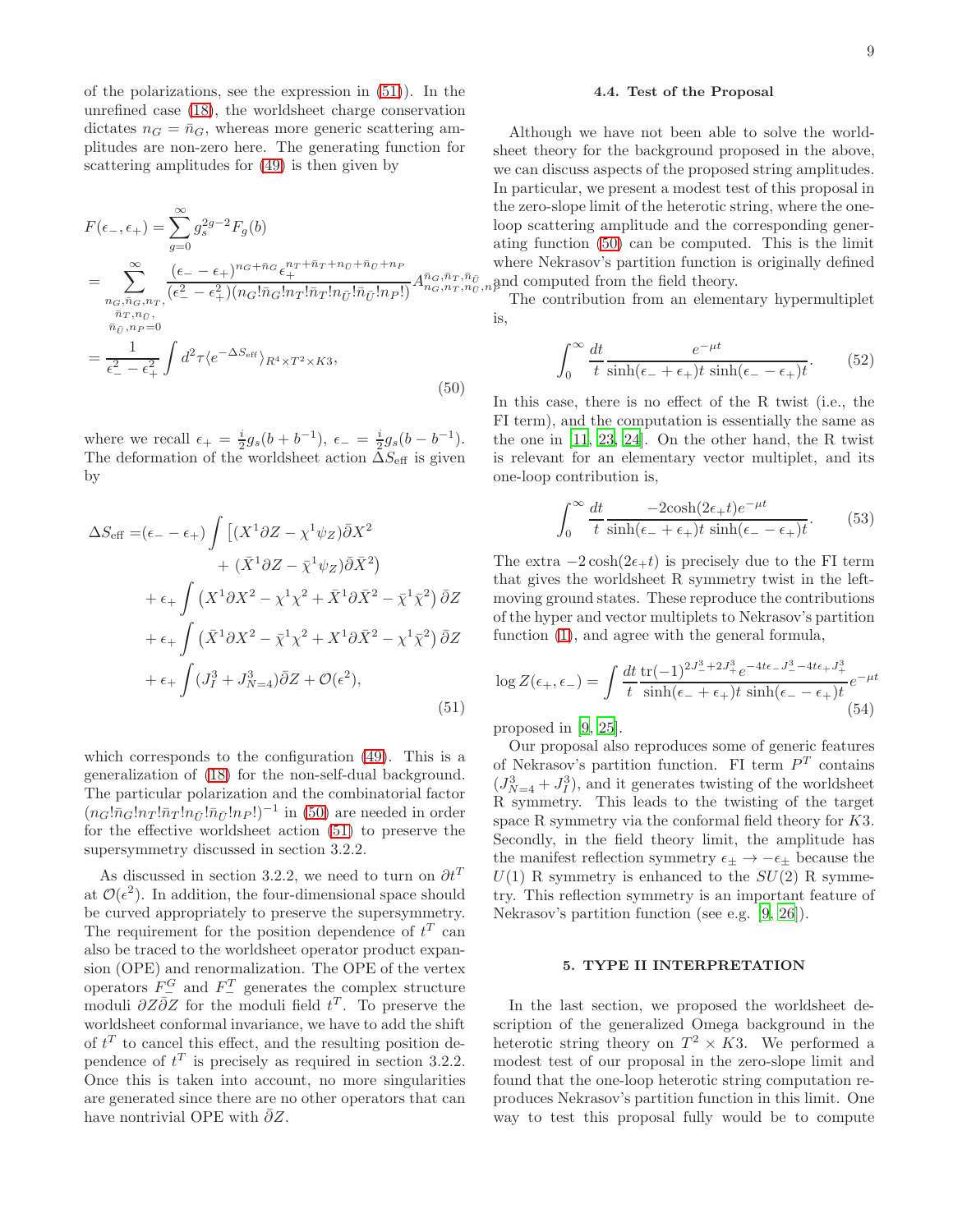of the polarizations, see the expression in (51)). In the unrefined case (18), the worldsheet charge conservation dictates $n_G = \bar{n}_G$, whereas more generic scattering amplitudes are non-zero here. The generating function for scattering amplitudes for (49) is then given by

$$
\begin{aligned}
F(\epsilon_-, \epsilon_+) &= \sum_{g=0}^{\infty} g_s^{2g-2} F_g(b) \\
&= \sum_{\substack{n_G, \bar{n}_G, n_T, \\ \bar{n}_T, n_{\bar{U}}, \\ \bar{n}_{\bar{U}}, n_P = 0}}^{\infty} \frac{(\epsilon_- - \epsilon_+)^{n_G + \bar{n}_G} \epsilon_+^{n_T + \bar{n}_T + n_{\bar{U}} + \bar{n}_{\bar{U}} + n_P}}{(\epsilon_-^2 - \epsilon_+^2)(n_G! \bar{n}_G! n_T! \bar{n}_T! n_{\bar{U}}! \bar{n}_{\bar{U}}! n_P!)} A^{\bar{n}_G, \bar{n}_T, \bar{n}_{\bar{U}}}_{n_G, n_T, n_{\bar{U}}, n_P} \\
&= \frac{1}{\epsilon_-^2 - \epsilon_+^2} \int d^2\tau \langle e^{-\Delta S_{\rm eff}} \rangle_{R^4 \times T^2 \times K3},
\end{aligned}
\tag{50}
$$

where we recall $\epsilon_+ = \frac{i}{2} g_s (b + b^{-1})$, $\epsilon_- = \frac{i}{2} g_s (b - b^{-1})$. The deformation of the worldsheet action $\Delta S_{\rm eff}$ is given by

$$
\begin{aligned}
\Delta S_{\rm eff} =& (\epsilon_- - \epsilon_+) \int \left[ (X^1 \partial Z - \chi^1 \psi_Z) \bar{\partial} X^2 \right. \\
&\left. + (\bar{X}^1 \partial Z - \bar{\chi}^1 \psi_Z) \bar{\partial} \bar{X}^2 \right) \\
&+ \epsilon_+ \int \left( X^1 \partial X^2 - \chi^1 \chi^2 + \bar{X}^1 \partial \bar{X}^2 - \bar{\chi}^1 \bar{\chi}^2 \right) \bar{\partial} Z \\
&+ \epsilon_+ \int \left( \bar{X}^1 \partial X^2 - \bar{\chi}^1 \chi^2 + X^1 \partial \bar{X}^2 - \chi^1 \bar{\chi}^2 \right) \bar{\partial} Z \\
&+ \epsilon_+ \int (J_I^3 + J^3_{N=4}) \bar{\partial} Z + \mathcal{O}(\epsilon^2),
\end{aligned}
\tag{51}
$$

which corresponds to the configuration (49). This is a generalization of (18) for the non-self-dual background. The particular polarization and the combinatorial factor $(n_G! \bar{n}_G! n_T! \bar{n}_T! n_{\bar{U}}! \bar{n}_{\bar{U}}! n_P!)^{-1}$ in (50) are needed in order for the effective worldsheet action (51) to preserve the supersymmetry discussed in section 3.2.2.

As discussed in section 3.2.2, we need to turn on $\partial t^T$ at $\mathcal{O}(\epsilon^2)$. In addition, the four-dimensional space should be curved appropriately to preserve the supersymmetry. The requirement for the position dependence of $t^T$ can also be traced to the worldsheet operator product expansion (OPE) and renormalization. The OPE of the vertex operators $F_-^G$ and $F_-^T$ generates the complex structure moduli $\partial Z \bar{\partial} Z$ for the moduli field $t^T$. To preserve the worldsheet conformal invariance, we have to add the shift of $t^T$ to cancel this effect, and the resulting position dependence of $t^T$ is precisely as required in section 3.2.2. Once this is taken into account, no more singularities are generated since there are no other operators that can have nontrivial OPE with $\bar{\partial} Z$.

### 4.4. Test of the Proposal

Although we have not been able to solve the worldsheet theory for the background proposed in the above, we can discuss aspects of the proposed string amplitudes. In particular, we present a modest test of this proposal in the zero-slope limit of the heterotic string, where the one-loop scattering amplitude and the corresponding generating function (50) can be computed. This is the limit where Nekrasov's partition function is originally defined and computed from the field theory.

The contribution from an elementary hypermultiplet is,

$$
\int_0^\infty \frac{dt}{t} \frac{e^{-\mu t}}{\sinh(\epsilon_- + \epsilon_+)t \sinh(\epsilon_- - \epsilon_+)t}. \tag{52}
$$

In this case, there is no effect of the R twist (i.e., the FI term), and the computation is essentially the same as the one in [11, 23, 24]. On the other hand, the R twist is relevant for an elementary vector multiplet, and its one-loop contribution is,

$$
\int_0^\infty \frac{dt}{t} \frac{-2\cosh(2\epsilon_+ t) e^{-\mu t}}{\sinh(\epsilon_- + \epsilon_+)t \sinh(\epsilon_- - \epsilon_+)t}. \tag{53}
$$

The extra $-2\cosh(2\epsilon_+ t)$ is precisely due to the FI term that gives the worldsheet R symmetry twist in the left-moving ground states. These reproduce the contributions of the hyper and vector multiplets to Nekrasov's partition function (1), and agree with the general formula,

$$
\log Z(\epsilon_+, \epsilon_-) = \int \frac{dt}{t} \frac{\mathrm{tr}(-1)^{2J_-^3 + 2J_+^3} e^{-4t\epsilon_- J_-^3 - 4t\epsilon_+ J_+^3}}{\sinh(\epsilon_- + \epsilon_+)t \sinh(\epsilon_- - \epsilon_+)t} e^{-\mu t} \tag{54}
$$

proposed in [9, 25].

Our proposal also reproduces some of generic features of Nekrasov's partition function. FI term $P^T$ contains $(J^3_{N=4} + J^3_I)$, and it generates twisting of the worldsheet R symmetry. This leads to the twisting of the target space R symmetry via the conformal field theory for $K3$. Secondly, in the field theory limit, the amplitude has the manifest reflection symmetry $\epsilon_\pm \to -\epsilon_\pm$ because the $U(1)$ R symmetry is enhanced to the $SU(2)$ R symmetry. This reflection symmetry is an important feature of Nekrasov's partition function (see e.g. [9, 26]).

## 5. TYPE II INTERPRETATION

In the last section, we proposed the worldsheet description of the generalized Omega background in the heterotic string theory on $T^2 \times K3$. We performed a modest test of our proposal in the zero-slope limit and found that the one-loop heterotic string computation reproduces Nekrasov's partition function in this limit. One way to test this proposal fully would be to compute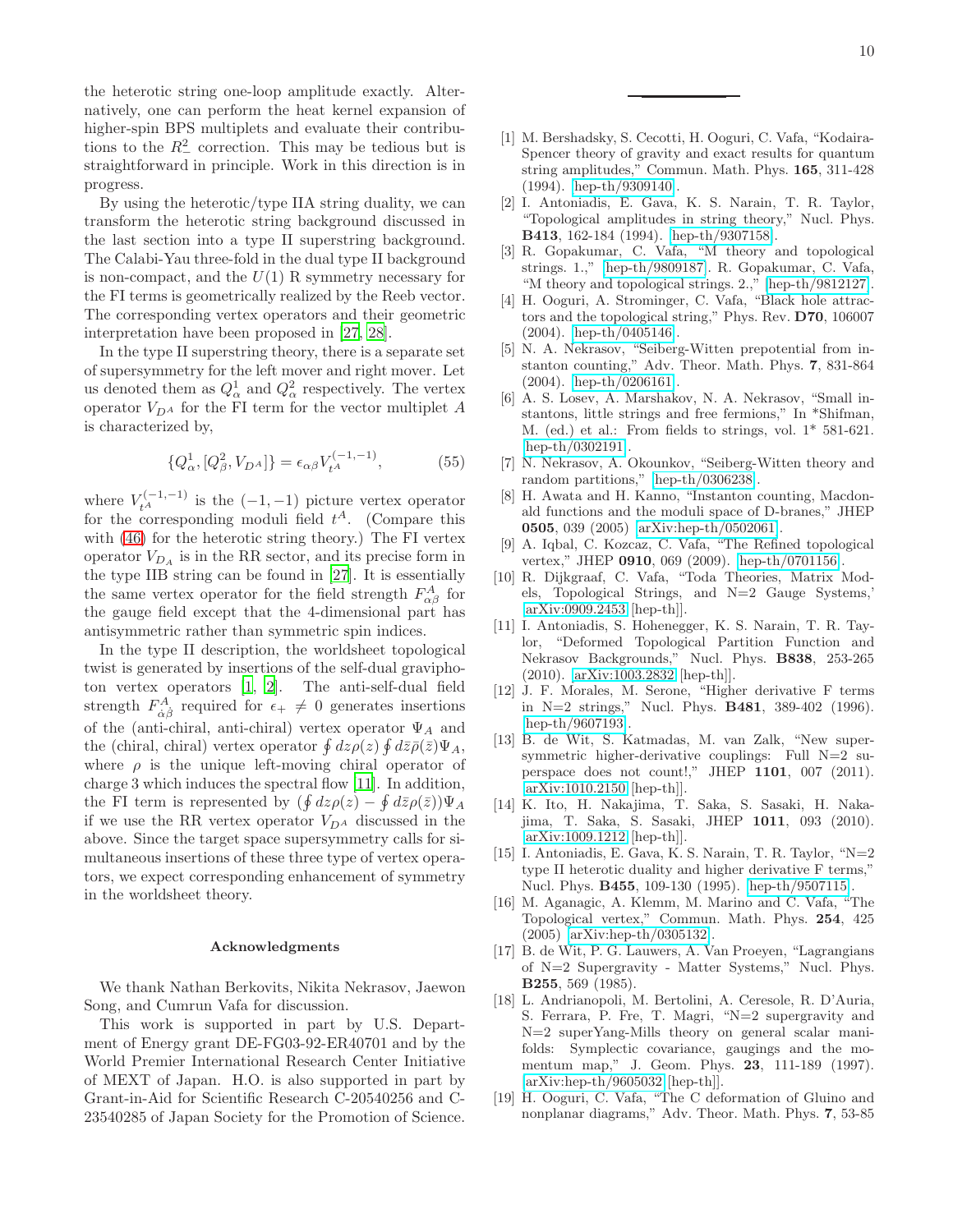the heterotic string one-loop amplitude exactly. Alternatively, one can perform the heat kernel expansion of higher-spin BPS multiplets and evaluate their contributions to the $R_-^2$ correction. This may be tedious but is straightforward in principle. Work in this direction is in progress.

By using the heterotic/type IIA string duality, we can transform the heterotic string background discussed in the last section into a type II superstring background. The Calabi-Yau three-fold in the dual type II background is non-compact, and the $U(1)$ R symmetry necessary for the FI terms is geometrically realized by the Reeb vector. The corresponding vertex operators and their geometric interpretation have been proposed in [27, 28].

In the type II superstring theory, there is a separate set of supersymmetry for the left mover and right mover. Let us denoted them as $Q_\alpha^1$ and $Q_\alpha^2$ respectively. The vertex operator $V_{D^A}$ for the FI term for the vector multiplet $A$ is characterized by,

$$\{Q_\alpha^1, [Q_\beta^2, V_{D^A}]\} = \epsilon_{\alpha\beta} V_{t^A}^{(-1,-1)}, \tag{55}$$

where $V_{t^A}^{(-1,-1)}$ is the $(-1,-1)$ picture vertex operator for the corresponding moduli field $t^A$. (Compare this with (46) for the heterotic string theory.) The FI vertex operator $V_{D_A}$ is in the RR sector, and its precise form in the type IIB string can be found in [27]. It is essentially the same vertex operator for the field strength $F_{\alpha\beta}^A$ for the gauge field except that the 4-dimensional part has antisymmetric rather than symmetric spin indices.

In the type II description, the worldsheet topological twist is generated by insertions of the self-dual graviphoton vertex operators [1, 2]. The anti-self-dual field strength $F_{\dot\alpha\dot\beta}^A$ required for $\epsilon_+ \neq 0$ generates insertions of the (anti-chiral, anti-chiral) vertex operator $\Psi_A$ and the (chiral, chiral) vertex operator $\oint dz \rho(z) \oint d\bar z \bar\rho(\bar z) \Psi_A$, where $\rho$ is the unique left-moving chiral operator of charge 3 which induces the spectral flow [11]. In addition, the FI term is represented by $(\oint dz\rho(z) - \oint d\bar z \bar\rho(\bar z))\Psi_A$ if we use the RR vertex operator $V_{D^A}$ discussed in the above. Since the target space supersymmetry calls for simultaneous insertions of these three type of vertex operators, we expect corresponding enhancement of symmetry in the worldsheet theory.

### Acknowledgments

We thank Nathan Berkovits, Nikita Nekrasov, Jaewon Song, and Cumrun Vafa for discussion.

This work is supported in part by U.S. Department of Energy grant DE-FG03-92-ER40701 and by the World Premier International Research Center Initiative of MEXT of Japan. H.O. is also supported in part by Grant-in-Aid for Scientific Research C-20540256 and C-23540285 of Japan Society for the Promotion of Science.

---

[1] M. Bershadsky, S. Cecotti, H. Ooguri, C. Vafa, "Kodaira-Spencer theory of gravity and exact results for quantum string amplitudes," Commun. Math. Phys. **165**, 311-428 (1994). [hep-th/9309140].

[2] I. Antoniadis, E. Gava, K. S. Narain, T. R. Taylor, "Topological amplitudes in string theory," Nucl. Phys. **B413**, 162-184 (1994). [hep-th/9307158].

[3] R. Gopakumar, C. Vafa, "M theory and topological strings. 1.," [hep-th/9809187]. R. Gopakumar, C. Vafa, "M theory and topological strings. 2.," [hep-th/9812127].

[4] H. Ooguri, A. Strominger, C. Vafa, "Black hole attractors and the topological string," Phys. Rev. **D70**, 106007 (2004). [hep-th/0405146].

[5] N. A. Nekrasov, "Seiberg-Witten prepotential from instanton counting," Adv. Theor. Math. Phys. **7**, 831-864 (2004). [hep-th/0206161].

[6] A. S. Losev, A. Marshakov, N. A. Nekrasov, "Small instantons, little strings and free fermions," In *Shifman, M. (ed.) et al.: From fields to strings, vol. 1* 581-621. [hep-th/0302191].

[7] N. Nekrasov, A. Okounkov, "Seiberg-Witten theory and random partitions," [hep-th/0306238].

[8] H. Awata and H. Kanno, "Instanton counting, Macdonald functions and the moduli space of D-branes," JHEP **0505**, 039 (2005) [arXiv:hep-th/0502061].

[9] A. Iqbal, C. Kozcaz, C. Vafa, "The Refined topological vertex," JHEP **0910**, 069 (2009). [hep-th/0701156].

[10] R. Dijkgraaf, C. Vafa, "Toda Theories, Matrix Models, Topological Strings, and N=2 Gauge Systems,' [arXiv:0909.2453 [hep-th]].

[11] I. Antoniadis, S. Hohenegger, K. S. Narain, T. R. Taylor, "Deformed Topological Partition Function and Nekrasov Backgrounds," Nucl. Phys. **B838**, 253-265 (2010). [arXiv:1003.2832 [hep-th]].

[12] J. F. Morales, M. Serone, "Higher derivative F terms in N=2 strings," Nucl. Phys. **B481**, 389-402 (1996). [hep-th/9607193].

[13] B. de Wit, S. Katmadas, M. van Zalk, "New supersymmetric higher-derivative couplings: Full N=2 superspace does not count!," JHEP **1101**, 007 (2011). [arXiv:1010.2150 [hep-th]].

[14] K. Ito, H. Nakajima, T. Saka, S. Sasaki, H. Nakajima, T. Saka, S. Sasaki, JHEP **1011**, 093 (2010). [arXiv:1009.1212 [hep-th]].

[15] I. Antoniadis, E. Gava, K. S. Narain, T. R. Taylor, "N=2 type II heterotic duality and higher derivative F terms," Nucl. Phys. **B455**, 109-130 (1995). [hep-th/9507115].

[16] M. Aganagic, A. Klemm, M. Marino and C. Vafa, "The Topological vertex," Commun. Math. Phys. **254**, 425 (2005) [arXiv:hep-th/0305132].

[17] B. de Wit, P. G. Lauwers, A. Van Proeyen, "Lagrangians of N=2 Supergravity - Matter Systems," Nucl. Phys. **B255**, 569 (1985).

[18] L. Andrianopoli, M. Bertolini, A. Ceresole, R. D'Auria, S. Ferrara, P. Fre, T. Magri, "N=2 supergravity and N=2 superYang-Mills theory on general scalar manifolds: Symplectic covariance, gaugings and the momentum map," J. Geom. Phys. **23**, 111-189 (1997). [arXiv:hep-th/9605032 [hep-th]].

[19] H. Ooguri, C. Vafa, "The C deformation of Gluino and nonplanar diagrams," Adv. Theor. Math. Phys. **7**, 53-85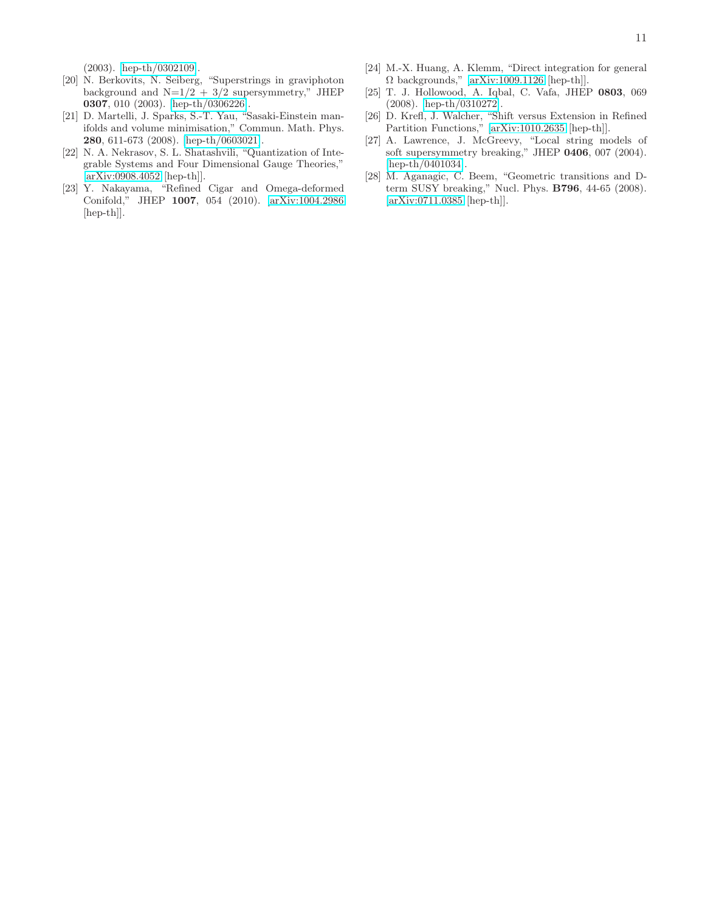(2003). hep-th/0302109.

[20] N. Berkovits, N. Seiberg, "Superstrings in graviphoton background and N=1/2 + 3/2 supersymmetry," JHEP **0307**, 010 (2003). hep-th/0306226.

[21] D. Martelli, J. Sparks, S.-T. Yau, "Sasaki-Einstein manifolds and volume minimisation," Commun. Math. Phys. **280**, 611-673 (2008). hep-th/0603021.

[22] N. A. Nekrasov, S. L. Shatashvili, "Quantization of Integrable Systems and Four Dimensional Gauge Theories," arXiv:0908.4052 [hep-th]].

[23] Y. Nakayama, "Refined Cigar and Omega-deformed Conifold," JHEP **1007**, 054 (2010). arXiv:1004.2986 [hep-th]].

[24] M.-X. Huang, A. Klemm, "Direct integration for general $\Omega$ backgrounds," arXiv:1009.1126 [hep-th]].

[25] T. J. Hollowood, A. Iqbal, C. Vafa, JHEP **0803**, 069 (2008). hep-th/0310272.

[26] D. Krefl, J. Walcher, "Shift versus Extension in Refined Partition Functions," arXiv:1010.2635 [hep-th]].

[27] A. Lawrence, J. McGreevy, "Local string models of soft supersymmetry breaking," JHEP **0406**, 007 (2004). hep-th/0401034.

[28] M. Aganagic, C. Beem, "Geometric transitions and D-term SUSY breaking," Nucl. Phys. **B796**, 44-65 (2008). arXiv:0711.0385 [hep-th]].